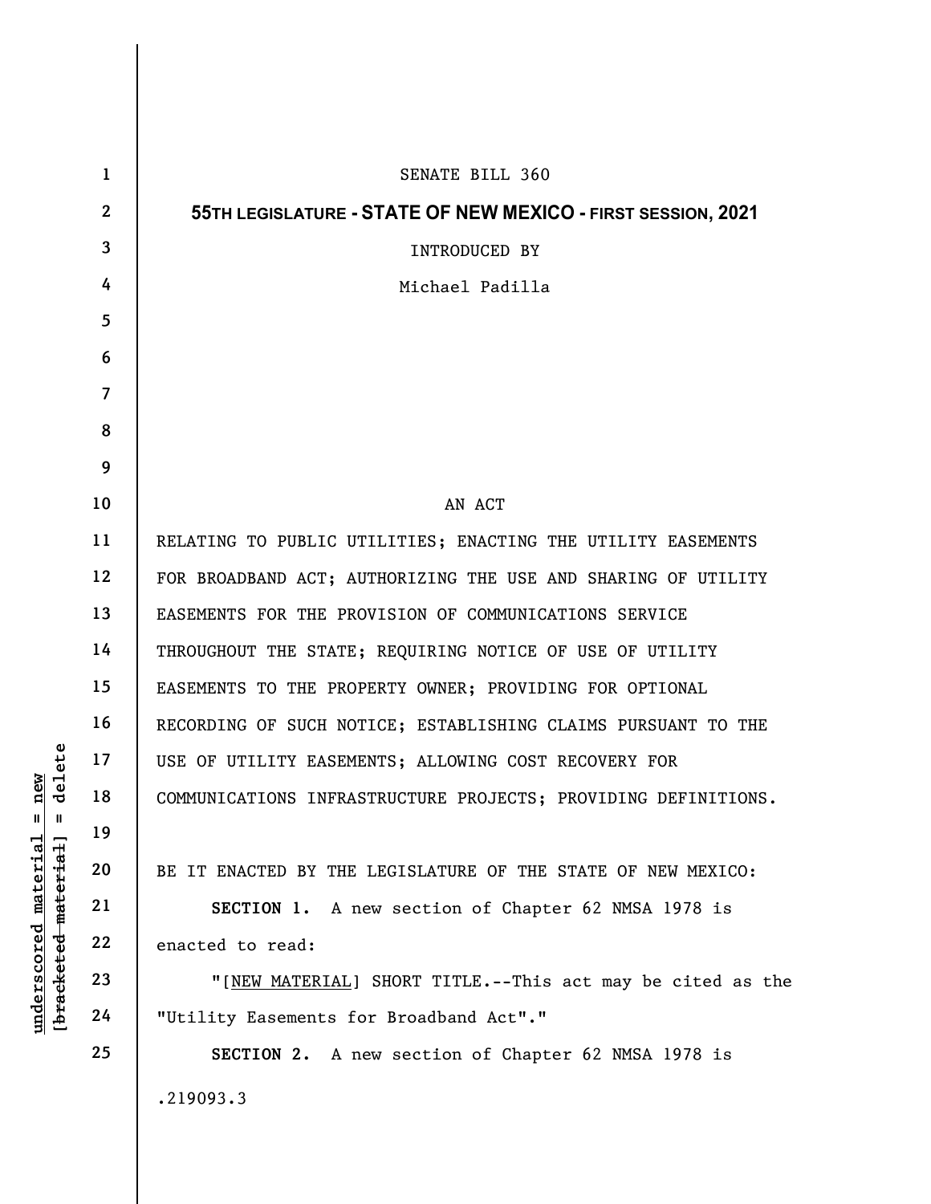SENATE BILL 360

**55TH LEGISLATURE - STATE OF NEW MEXICO - FIRST SESSION, 2021**

INTRODUCED BY

Michael Padilla

AN ACT

RELATING TO PUBLIC UTILITIES; ENACTING THE UTILITY EASEMENTS FOR BROADBAND ACT; AUTHORIZING THE USE AND SHARING OF UTILITY EASEMENTS FOR THE PROVISION OF COMMUNICATIONS SERVICE THROUGHOUT THE STATE; REQUIRING NOTICE OF USE OF UTILITY EASEMENTS TO THE PROPERTY OWNER; PROVIDING FOR OPTIONAL RECORDING OF SUCH NOTICE; ESTABLISHING CLAIMS PURSUANT TO THE USE OF UTILITY EASEMENTS; ALLOWING COST RECOVERY FOR COMMUNICATIONS INFRASTRUCTURE PROJECTS; PROVIDING DEFINITIONS.

BE IT ENACTED BY THE LEGISLATURE OF THE STATE OF NEW MEXICO:

**SECTION 1.** A new section of Chapter 62 NMSA 1978 is enacted to read:

"[NEW MATERIAL] SHORT TITLE.--This act may be cited as the "Utility Easements for Broadband Act"."

**SECTION 2.** A new section of Chapter 62 NMSA 1978 is

.219093.3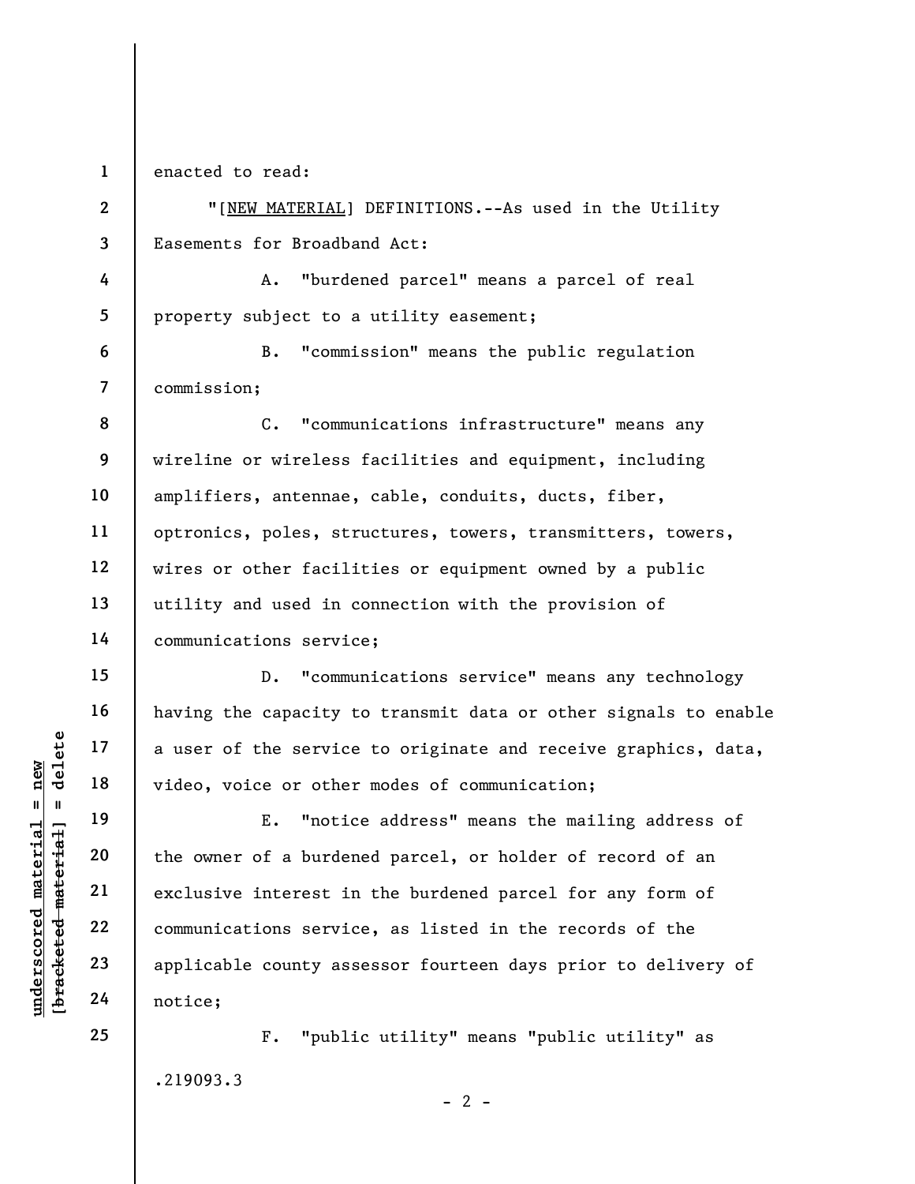enacted to read:

"[<u>NEW MATERIAL</u>] DEFINITIONS.--As used in the Utility Easements for Broadband Act:

A. "burdened parcel" means a parcel of real property subject to a utility easement;

B. "commission" means the public regulation commission;

C. "communications infrastructure" means any wireline or wireless facilities and equipment, including amplifiers, antennae, cable, conduits, ducts, fiber, optronics, poles, structures, towers, transmitters, towers, wires or other facilities or equipment owned by a public utility and used in connection with the provision of communications service;

D. "communications service" means any technology having the capacity to transmit data or other signals to enable a user of the service to originate and receive graphics, data, video, voice or other modes of communication;

E. "notice address" means the mailing address of the owner of a burdened parcel, or holder of record of an exclusive interest in the burdened parcel for any form of communications service, as listed in the records of the applicable county assessor fourteen days prior to delivery of notice;

F. "public utility" means "public utility" as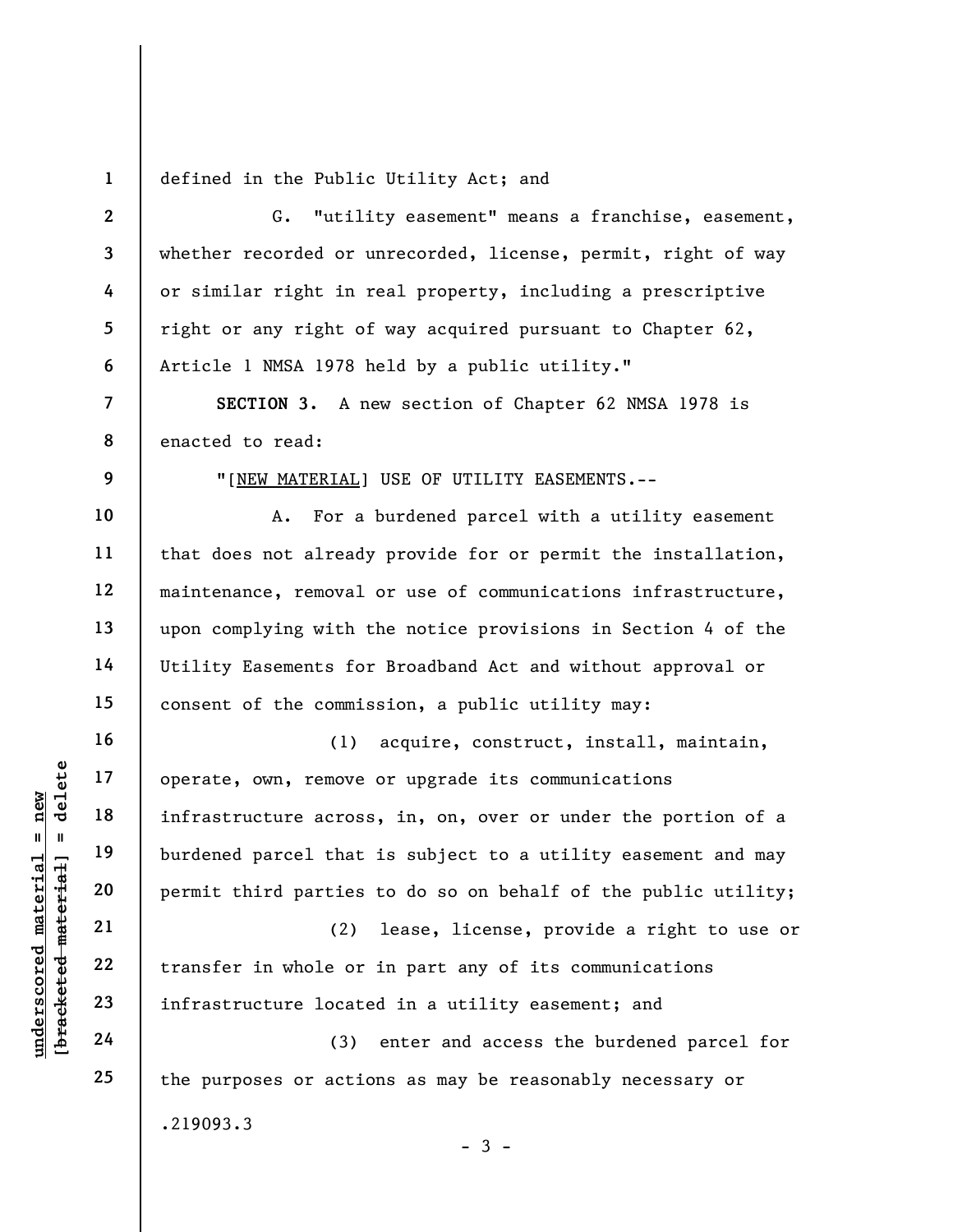defined in the Public Utility Act; and

G. "utility easement" means a franchise, easement, whether recorded or unrecorded, license, permit, right of way or similar right in real property, including a prescriptive right or any right of way acquired pursuant to Chapter 62, Article 1 NMSA 1978 held by a public utility."

**SECTION 3.** A new section of Chapter 62 NMSA 1978 is enacted to read:

"[NEW MATERIAL] USE OF UTILITY EASEMENTS.--

A. For a burdened parcel with a utility easement that does not already provide for or permit the installation, maintenance, removal or use of communications infrastructure, upon complying with the notice provisions in Section 4 of the Utility Easements for Broadband Act and without approval or consent of the commission, a public utility may:

(1) acquire, construct, install, maintain, operate, own, remove or upgrade its communications infrastructure across, in, on, over or under the portion of a burdened parcel that is subject to a utility easement and may permit third parties to do so on behalf of the public utility;

(2) lease, license, provide a right to use or transfer in whole or in part any of its communications infrastructure located in a utility easement; and

(3) enter and access the burdened parcel for the purposes or actions as may be reasonably necessary or

.219093.3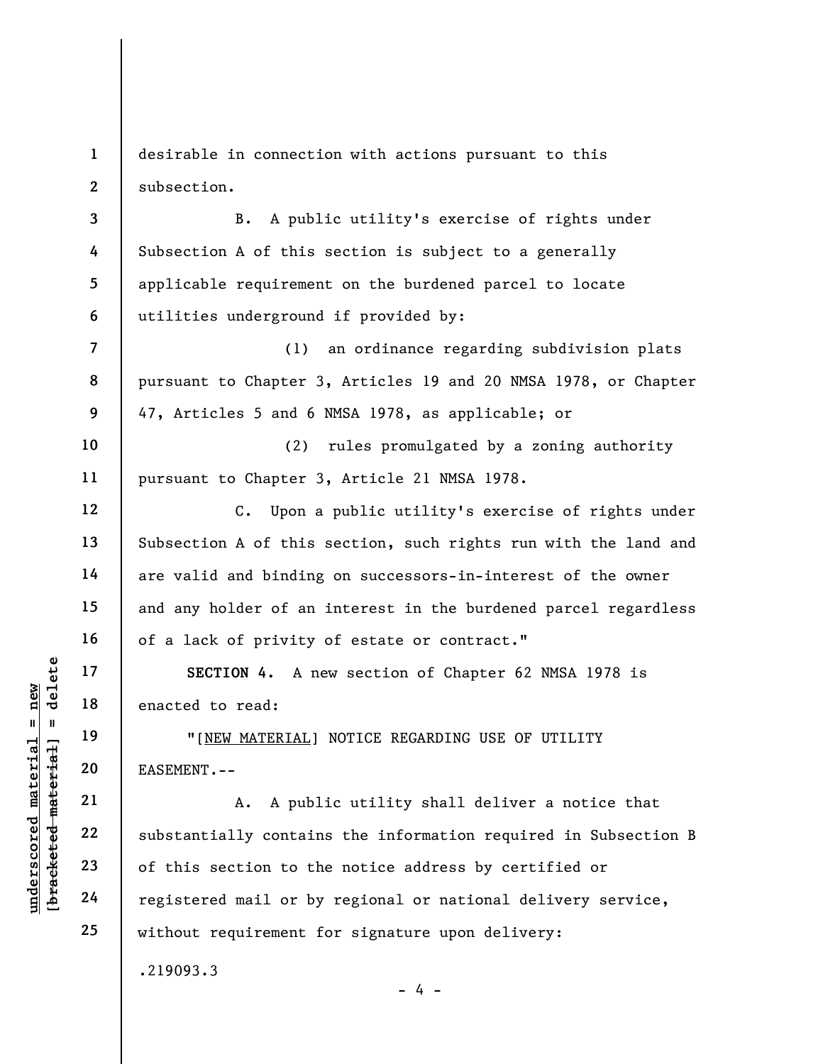desirable in connection with actions pursuant to this subsection.

B. A public utility's exercise of rights under Subsection A of this section is subject to a generally applicable requirement on the burdened parcel to locate utilities underground if provided by:

(1) an ordinance regarding subdivision plats pursuant to Chapter 3, Articles 19 and 20 NMSA 1978, or Chapter 47, Articles 5 and 6 NMSA 1978, as applicable; or

(2) rules promulgated by a zoning authority pursuant to Chapter 3, Article 21 NMSA 1978.

C. Upon a public utility's exercise of rights under Subsection A of this section, such rights run with the land and are valid and binding on successors-in-interest of the owner and any holder of an interest in the burdened parcel regardless of a lack of privity of estate or contract."

**SECTION 4.** A new section of Chapter 62 NMSA 1978 is enacted to read:

"[NEW MATERIAL] NOTICE REGARDING USE OF UTILITY EASEMENT.--

A. A public utility shall deliver a notice that substantially contains the information required in Subsection B of this section to the notice address by certified or registered mail or by regional or national delivery service, without requirement for signature upon delivery:

.219093.3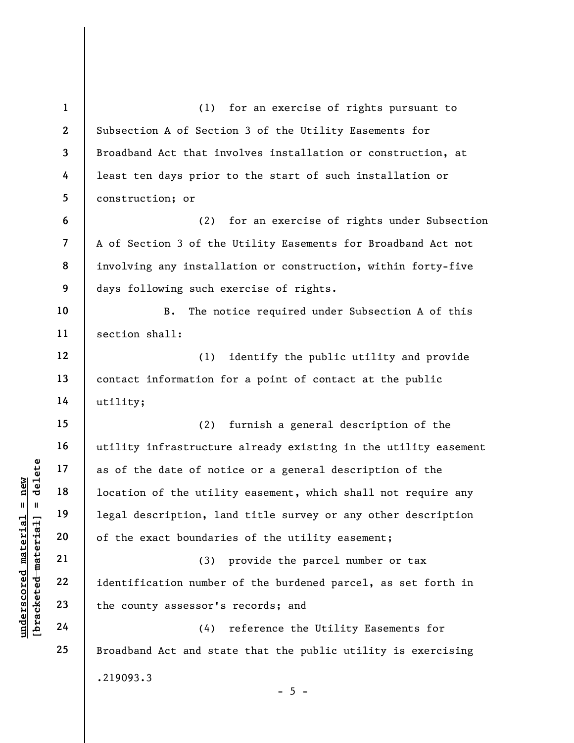(1) for an exercise of rights pursuant to Subsection A of Section 3 of the Utility Easements for Broadband Act that involves installation or construction, at least ten days prior to the start of such installation or construction; or

(2) for an exercise of rights under Subsection A of Section 3 of the Utility Easements for Broadband Act not involving any installation or construction, within forty-five days following such exercise of rights.

B. The notice required under Subsection A of this section shall:

(1) identify the public utility and provide contact information for a point of contact at the public utility;

(2) furnish a general description of the utility infrastructure already existing in the utility easement as of the date of notice or a general description of the location of the utility easement, which shall not require any legal description, land title survey or any other description of the exact boundaries of the utility easement;

(3) provide the parcel number or tax identification number of the burdened parcel, as set forth in the county assessor's records; and

(4) reference the Utility Easements for Broadband Act and state that the public utility is exercising

.219093.3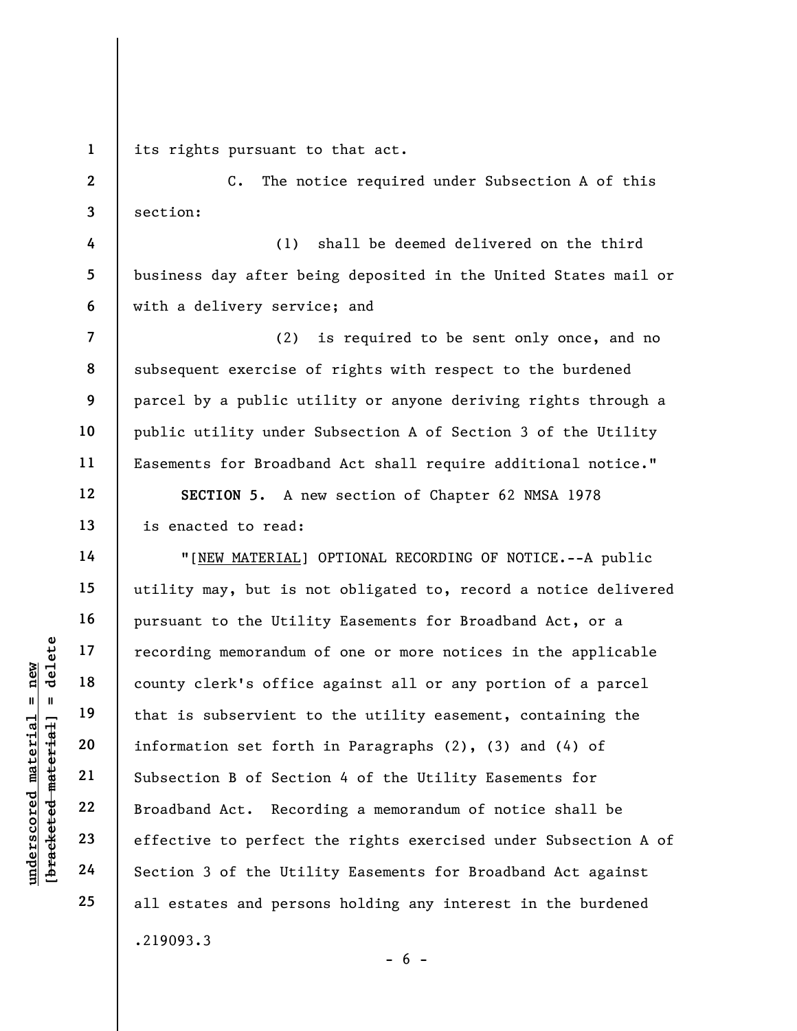its rights pursuant to that act.

C. The notice required under Subsection A of this section:

(1) shall be deemed delivered on the third business day after being deposited in the United States mail or with a delivery service; and

(2) is required to be sent only once, and no subsequent exercise of rights with respect to the burdened parcel by a public utility or anyone deriving rights through a public utility under Subsection A of Section 3 of the Utility Easements for Broadband Act shall require additional notice."

**SECTION 5.** A new section of Chapter 62 NMSA 1978 is enacted to read:

"[NEW MATERIAL] OPTIONAL RECORDING OF NOTICE.--A public utility may, but is not obligated to, record a notice delivered pursuant to the Utility Easements for Broadband Act, or a recording memorandum of one or more notices in the applicable county clerk's office against all or any portion of a parcel that is subservient to the utility easement, containing the information set forth in Paragraphs (2), (3) and (4) of Subsection B of Section 4 of the Utility Easements for Broadband Act. Recording a memorandum of notice shall be effective to perfect the rights exercised under Subsection A of Section 3 of the Utility Easements for Broadband Act against all estates and persons holding any interest in the burdened

.219093.3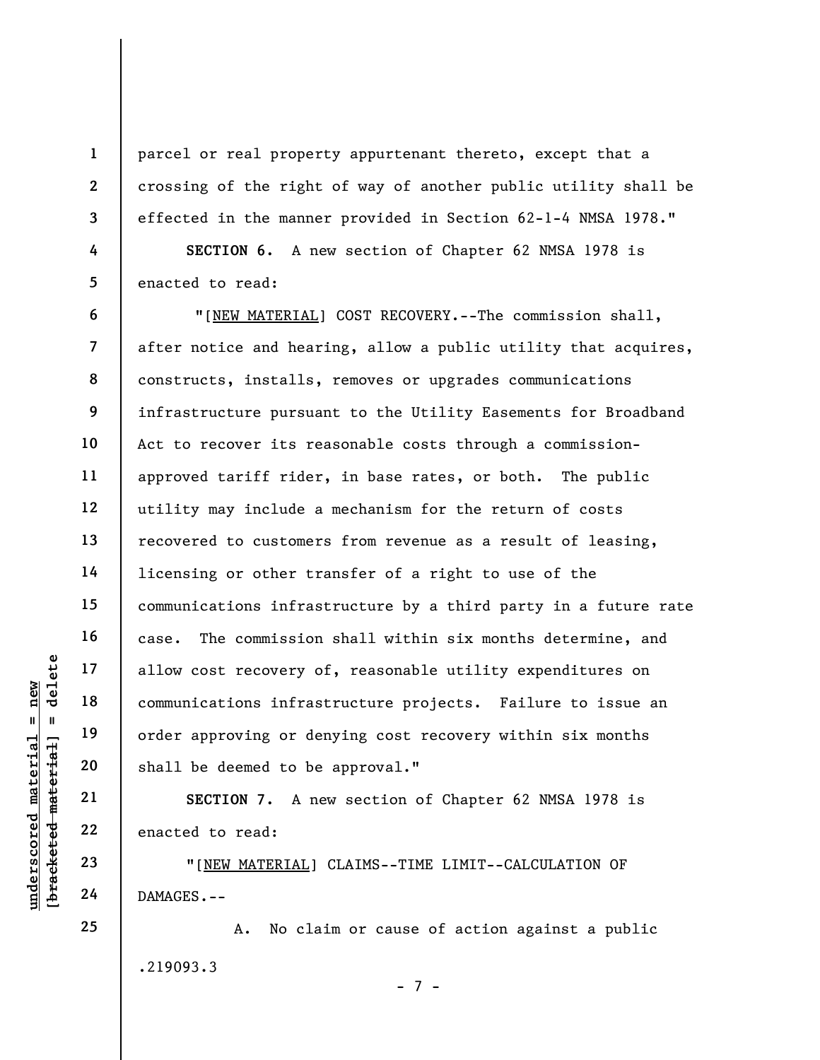parcel or real property appurtenant thereto, except that a crossing of the right of way of another public utility shall be effected in the manner provided in Section 62-1-4 NMSA 1978."

**SECTION 6.** A new section of Chapter 62 NMSA 1978 is enacted to read:

"[NEW MATERIAL] COST RECOVERY.--The commission shall, after notice and hearing, allow a public utility that acquires, constructs, installs, removes or upgrades communications infrastructure pursuant to the Utility Easements for Broadband Act to recover its reasonable costs through a commission-approved tariff rider, in base rates, or both. The public utility may include a mechanism for the return of costs recovered to customers from revenue as a result of leasing, licensing or other transfer of a right to use of the communications infrastructure by a third party in a future rate case. The commission shall within six months determine, and allow cost recovery of, reasonable utility expenditures on communications infrastructure projects. Failure to issue an order approving or denying cost recovery within six months shall be deemed to be approval."

**SECTION 7.** A new section of Chapter 62 NMSA 1978 is enacted to read:

"[NEW MATERIAL] CLAIMS--TIME LIMIT--CALCULATION OF DAMAGES.--

A. No claim or cause of action against a public

.219093.3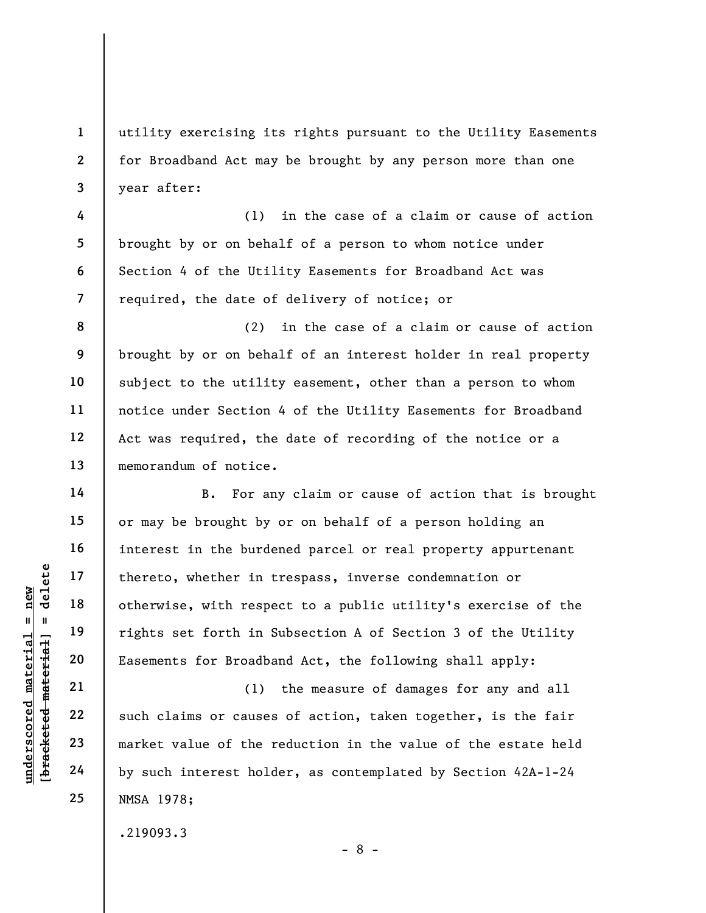utility exercising its rights pursuant to the Utility Easements for Broadband Act may be brought by any person more than one year after:

(1) in the case of a claim or cause of action brought by or on behalf of a person to whom notice under Section 4 of the Utility Easements for Broadband Act was required, the date of delivery of notice; or

(2) in the case of a claim or cause of action brought by or on behalf of an interest holder in real property subject to the utility easement, other than a person to whom notice under Section 4 of the Utility Easements for Broadband Act was required, the date of recording of the notice or a memorandum of notice.

B. For any claim or cause of action that is brought or may be brought by or on behalf of a person holding an interest in the burdened parcel or real property appurtenant thereto, whether in trespass, inverse condemnation or otherwise, with respect to a public utility's exercise of the rights set forth in Subsection A of Section 3 of the Utility Easements for Broadband Act, the following shall apply:

(1) the measure of damages for any and all such claims or causes of action, taken together, is the fair market value of the reduction in the value of the estate held by such interest holder, as contemplated by Section 42A-1-24 NMSA 1978;

.219093.3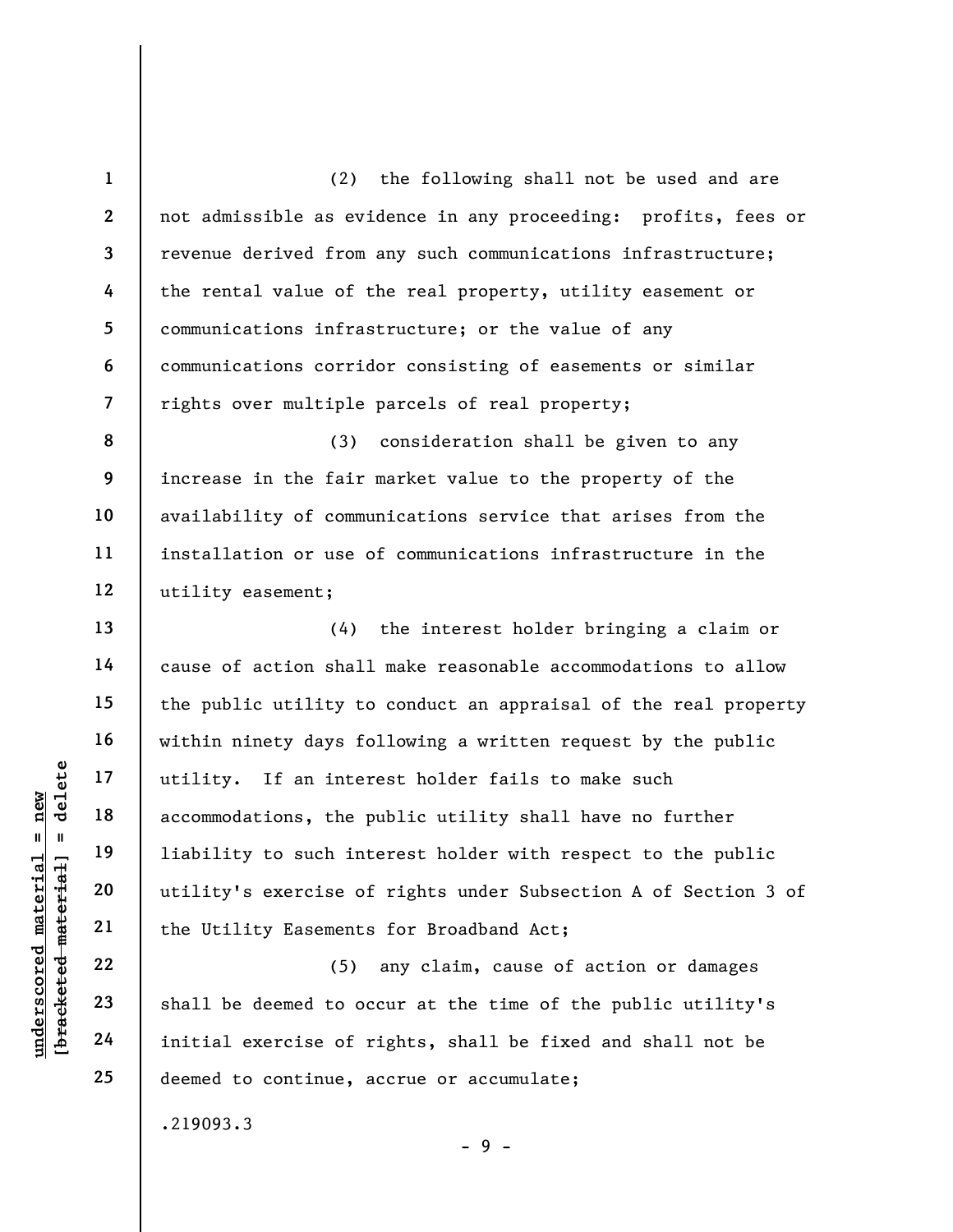(2) the following shall not be used and are not admissible as evidence in any proceeding: profits, fees or revenue derived from any such communications infrastructure; the rental value of the real property, utility easement or communications infrastructure; or the value of any communications corridor consisting of easements or similar rights over multiple parcels of real property;

(3) consideration shall be given to any increase in the fair market value to the property of the availability of communications service that arises from the installation or use of communications infrastructure in the utility easement;

(4) the interest holder bringing a claim or cause of action shall make reasonable accommodations to allow the public utility to conduct an appraisal of the real property within ninety days following a written request by the public utility. If an interest holder fails to make such accommodations, the public utility shall have no further liability to such interest holder with respect to the public utility's exercise of rights under Subsection A of Section 3 of the Utility Easements for Broadband Act;

(5) any claim, cause of action or damages shall be deemed to occur at the time of the public utility's initial exercise of rights, shall be fixed and shall not be deemed to continue, accrue or accumulate;

.219093.3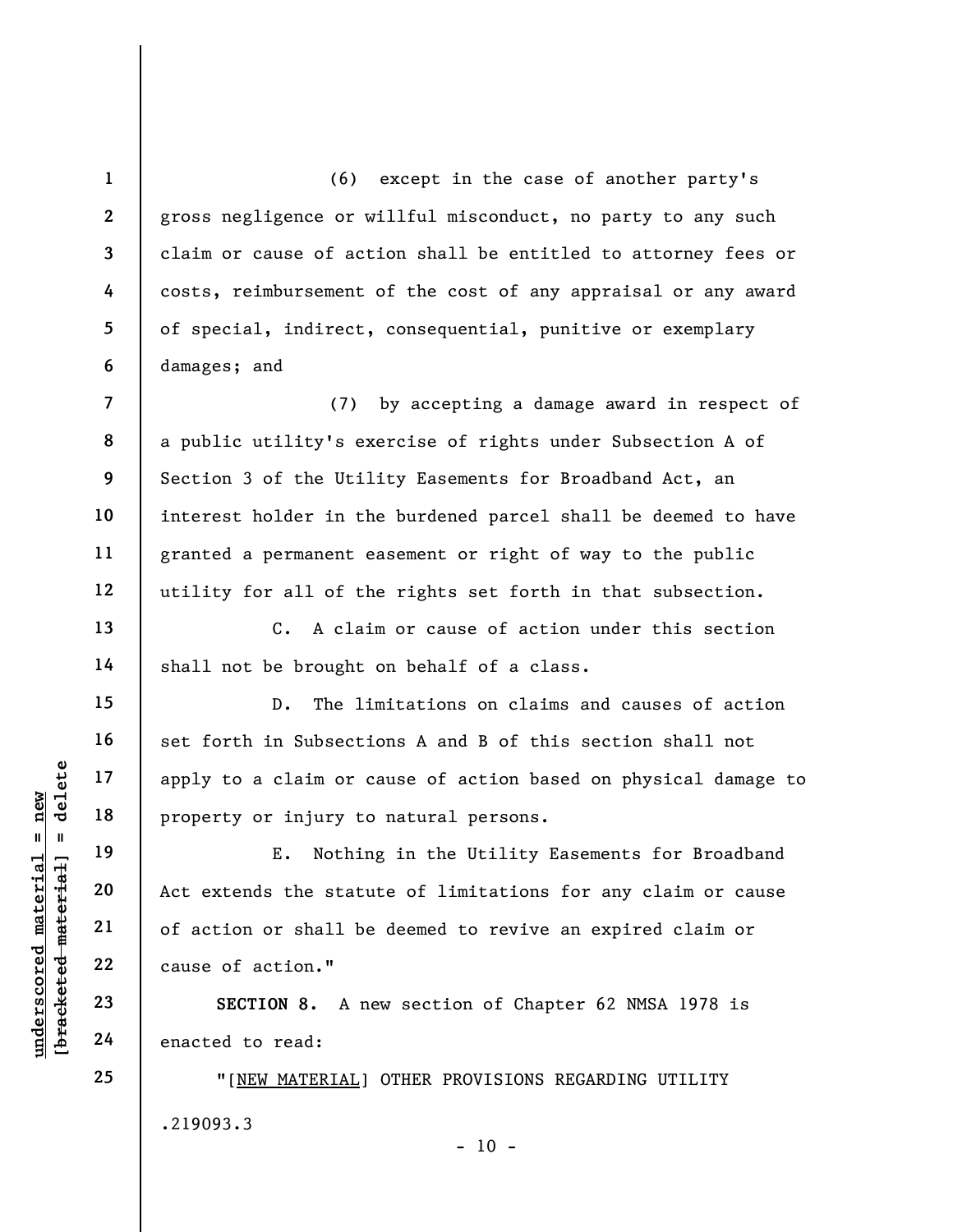(6) except in the case of another party's gross negligence or willful misconduct, no party to any such claim or cause of action shall be entitled to attorney fees or costs, reimbursement of the cost of any appraisal or any award of special, indirect, consequential, punitive or exemplary damages; and

(7) by accepting a damage award in respect of a public utility's exercise of rights under Subsection A of Section 3 of the Utility Easements for Broadband Act, an interest holder in the burdened parcel shall be deemed to have granted a permanent easement or right of way to the public utility for all of the rights set forth in that subsection.

C. A claim or cause of action under this section shall not be brought on behalf of a class.

D. The limitations on claims and causes of action set forth in Subsections A and B of this section shall not apply to a claim or cause of action based on physical damage to property or injury to natural persons.

E. Nothing in the Utility Easements for Broadband Act extends the statute of limitations for any claim or cause of action or shall be deemed to revive an expired claim or cause of action."

**SECTION 8.** A new section of Chapter 62 NMSA 1978 is enacted to read:

"[NEW MATERIAL] OTHER PROVISIONS REGARDING UTILITY

.219093.3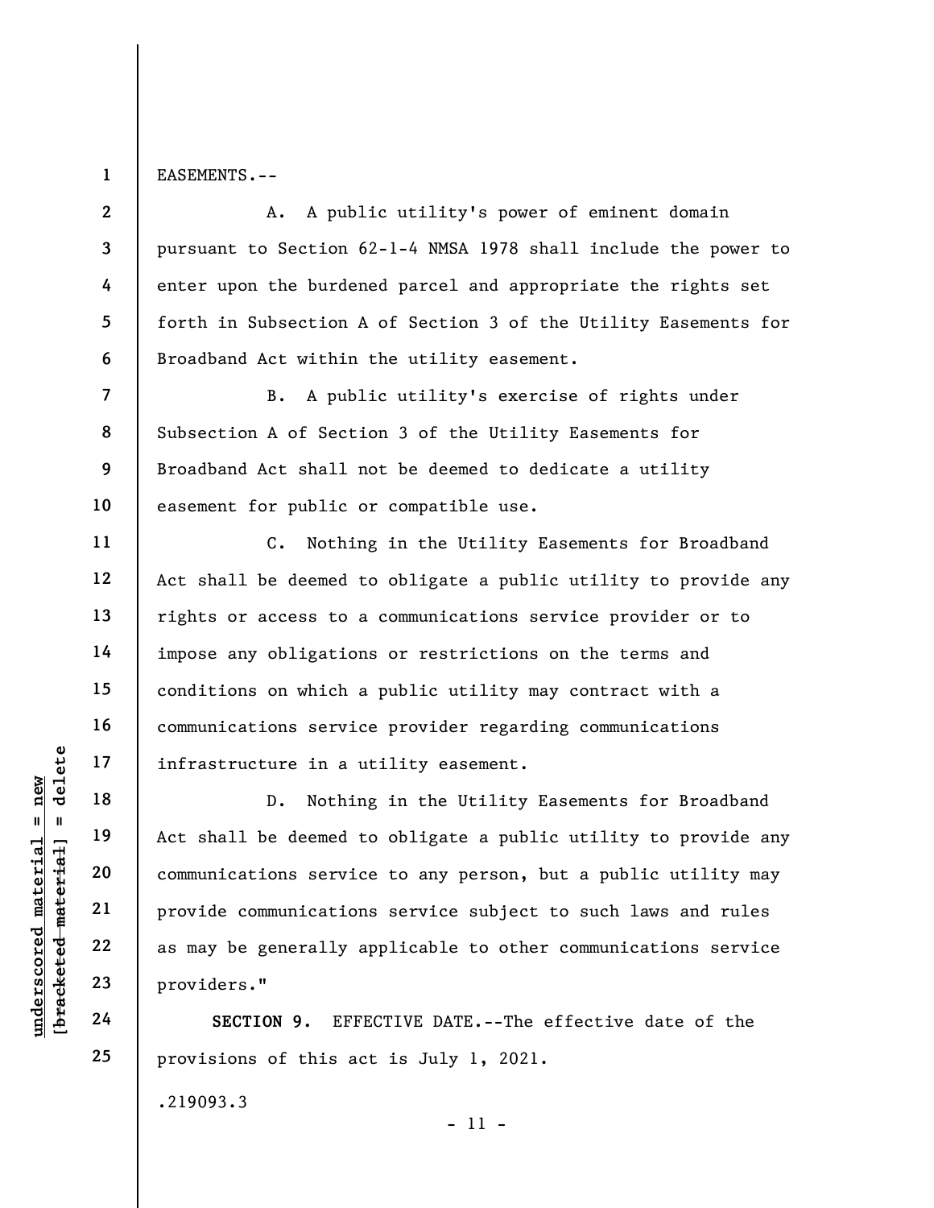EASEMENTS.--

A. A public utility's power of eminent domain pursuant to Section 62-1-4 NMSA 1978 shall include the power to enter upon the burdened parcel and appropriate the rights set forth in Subsection A of Section 3 of the Utility Easements for Broadband Act within the utility easement.

B. A public utility's exercise of rights under Subsection A of Section 3 of the Utility Easements for Broadband Act shall not be deemed to dedicate a utility easement for public or compatible use.

C. Nothing in the Utility Easements for Broadband Act shall be deemed to obligate a public utility to provide any rights or access to a communications service provider or to impose any obligations or restrictions on the terms and conditions on which a public utility may contract with a communications service provider regarding communications infrastructure in a utility easement.

D. Nothing in the Utility Easements for Broadband Act shall be deemed to obligate a public utility to provide any communications service to any person, but a public utility may provide communications service subject to such laws and rules as may be generally applicable to other communications service providers."

**SECTION 9.** EFFECTIVE DATE.--The effective date of the provisions of this act is July 1, 2021.

.219093.3